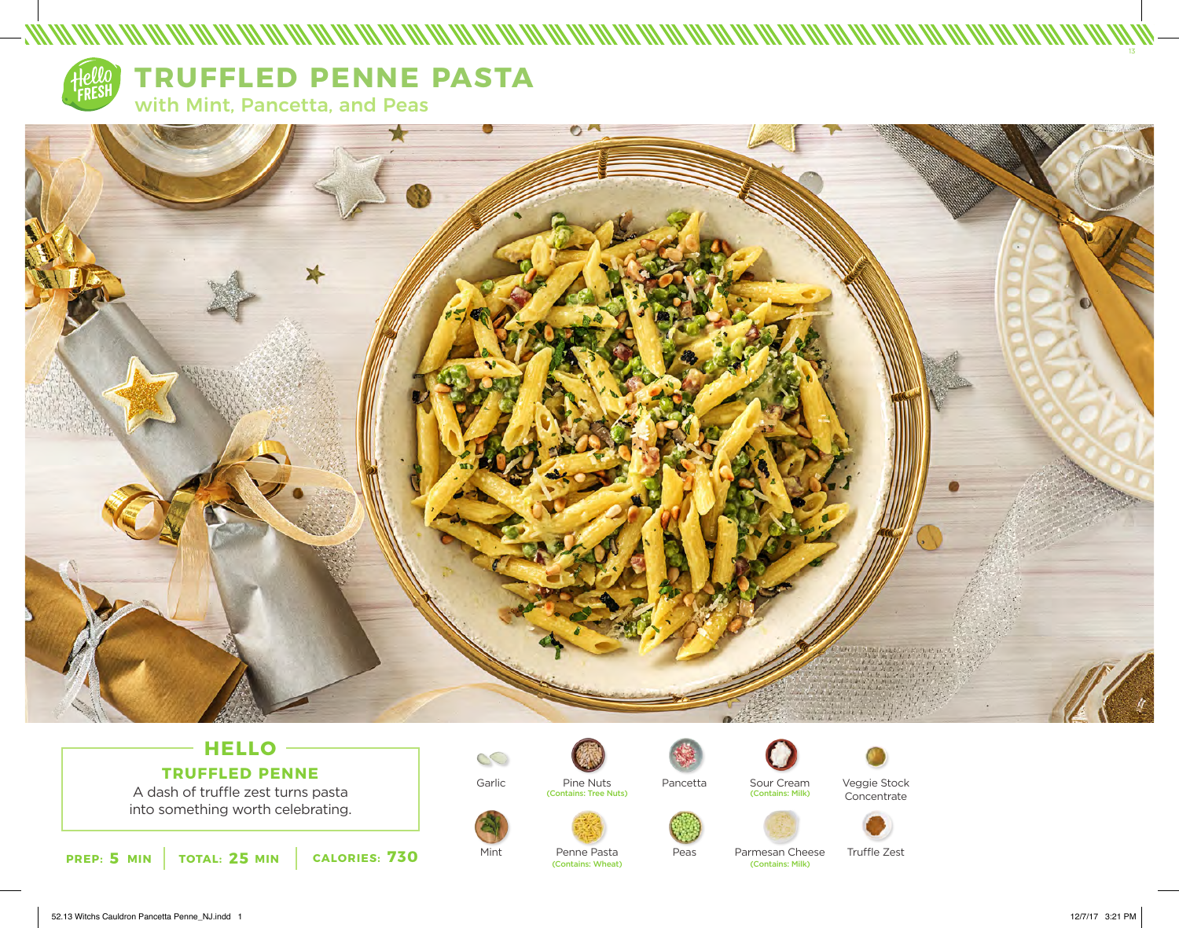# TRUFFLED PENNE PASTA

## with Mint, Pancetta, and Peas

## HELLO

### TRUFFLED PENNE

A dash of truffle zest turns pasta into something worth celebrating.

**PREP:** 5 MIN | **TOTAL:** 25 MIN | **CALORIES:** 730

- Garlic
- Pine Nuts (Contains: Tree Nuts)
- Pancetta
- Sour Cream (Contains: Milk)
- Veggie Stock Concentrate
- Mint
- Penne Pasta (Contains: Wheat)
- Peas
- Parmesan Cheese (Contains: Milk)
- Truffle Zest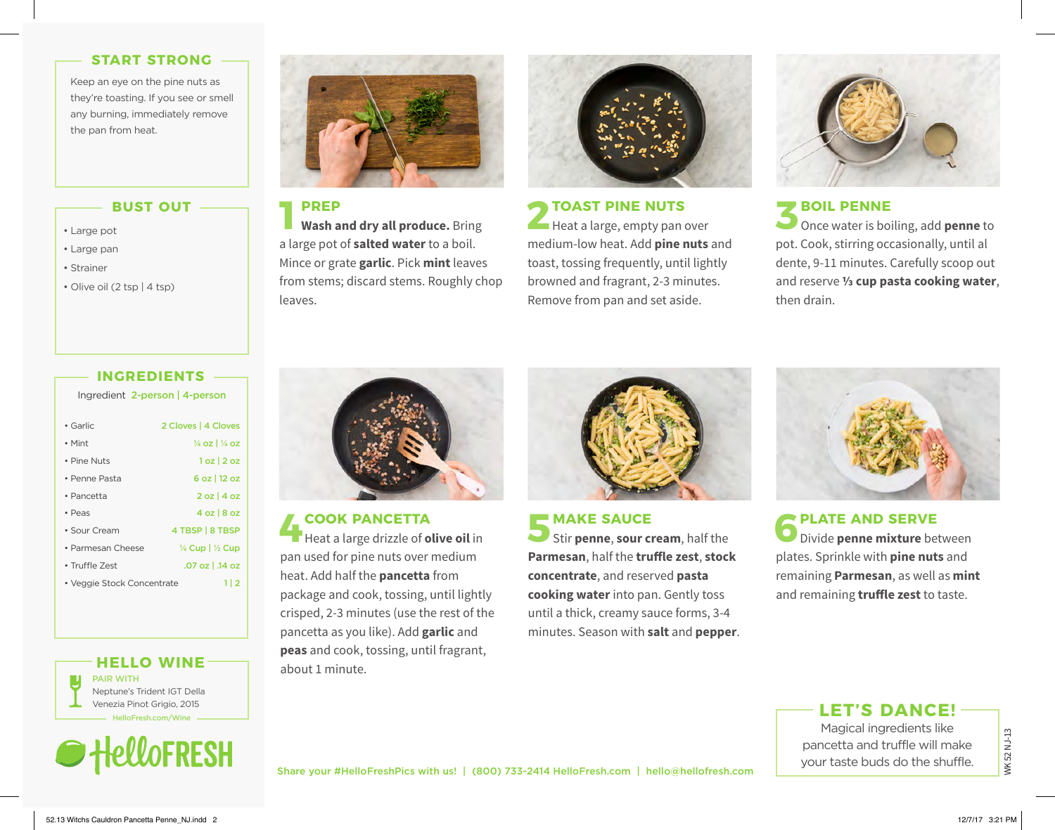## START STRONG

Keep an eye on the pine nuts as they're toasting. If you see or smell any burning, immediately remove the pan from heat.

## BUST OUT

- Large pot
- Large pan
- Strainer
- Olive oil (2 tsp | 4 tsp)

## INGREDIENTS

| Ingredient | 2-person \| 4-person |
|---|---|
| • Garlic | 2 Cloves \| 4 Cloves |
| • Mint | ¼ oz \| ¼ oz |
| • Pine Nuts | 1 oz \| 2 oz |
| • Penne Pasta | 6 oz \| 12 oz |
| • Pancetta | 2 oz \| 4 oz |
| • Peas | 4 oz \| 8 oz |
| • Sour Cream | 4 TBSP \| 8 TBSP |
| • Parmesan Cheese | ¼ Cup \| ½ Cup |
| • Truffle Zest | .07 oz \| .14 oz |
| • Veggie Stock Concentrate | 1 \| 2 |

## HELLO WINE

PAIR WITH
Neptune's Trident IGT Della Venezia Pinot Grigio, 2015

HelloFresh.com/Wine

HelloFRESH

## 1 PREP

**Wash and dry all produce.** Bring a large pot of **salted water** to a boil. Mince or grate **garlic**. Pick **mint** leaves from stems; discard stems. Roughly chop leaves.

## 2 TOAST PINE NUTS

Heat a large, empty pan over medium-low heat. Add **pine nuts** and toast, tossing frequently, until lightly browned and fragrant, 2-3 minutes. Remove from pan and set aside.

## 3 BOIL PENNE

Once water is boiling, add **penne** to pot. Cook, stirring occasionally, until al dente, 9-11 minutes. Carefully scoop out and reserve **⅓ cup pasta cooking water**, then drain.

## 4 COOK PANCETTA

Heat a large drizzle of **olive oil** in pan used for pine nuts over medium heat. Add half the **pancetta** from package and cook, tossing, until lightly crisped, 2-3 minutes (use the rest of the pancetta as you like). Add **garlic** and **peas** and cook, tossing, until fragrant, about 1 minute.

## 5 MAKE SAUCE

Stir **penne**, **sour cream**, half the **Parmesan**, half the **truffle zest**, **stock concentrate**, and reserved **pasta cooking water** into pan. Gently toss until a thick, creamy sauce forms, 3-4 minutes. Season with **salt** and **pepper**.

## 6 PLATE AND SERVE

Divide **penne mixture** between plates. Sprinkle with **pine nuts** and remaining **Parmesan**, as well as **mint** and remaining **truffle zest** to taste.

## LET'S DANCE!

Magical ingredients like pancetta and truffle will make your taste buds do the shuffle.

WK 52 NJ-13

Share your #HelloFreshPics with us! | (800) 733-2414 HelloFresh.com | hello@hellofresh.com